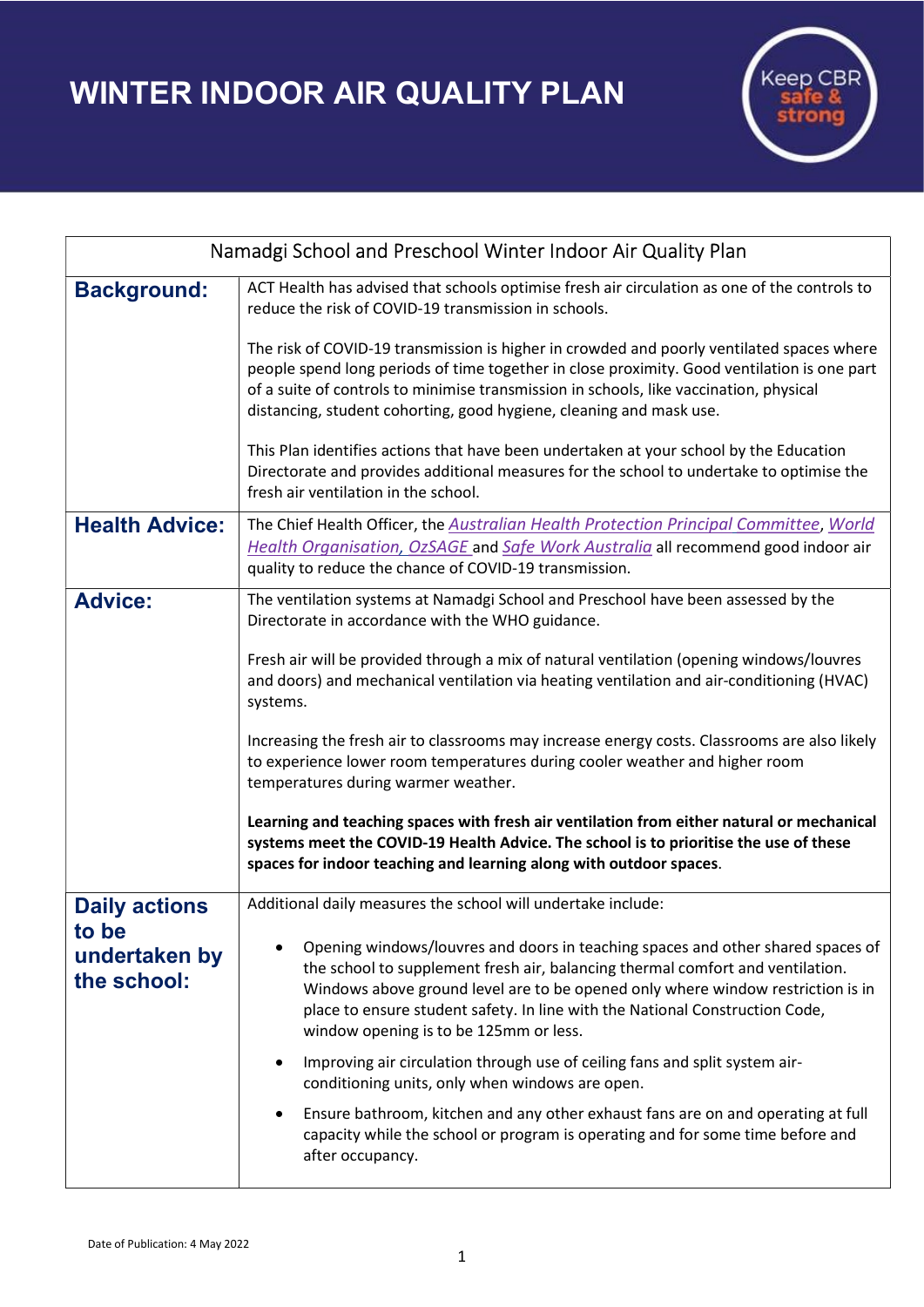# WINTER INDOOR AIR QUALITY PLAN

Keep CBR safe & strong

| Namadgi School and Preschool Winter Indoor Air Quality Plan | |
|---|---|
| **Background:** | ACT Health has advised that schools optimise fresh air circulation as one of the controls to reduce the risk of COVID-19 transmission in schools.<br><br>The risk of COVID-19 transmission is higher in crowded and poorly ventilated spaces where people spend long periods of time together in close proximity. Good ventilation is one part of a suite of controls to minimise transmission in schools, like vaccination, physical distancing, student cohorting, good hygiene, cleaning and mask use.<br><br>This Plan identifies actions that have been undertaken at your school by the Education Directorate and provides additional measures for the school to undertake to optimise the fresh air ventilation in the school. |
| **Health Advice:** | The Chief Health Officer, the *Australian Health Protection Principal Committee*, *World Health Organisation*, *OzSAGE* and *Safe Work Australia* all recommend good indoor air quality to reduce the chance of COVID-19 transmission. |
| **Advice:** | The ventilation systems at Namadgi School and Preschool have been assessed by the Directorate in accordance with the WHO guidance.<br><br>Fresh air will be provided through a mix of natural ventilation (opening windows/louvres and doors) and mechanical ventilation via heating ventilation and air-conditioning (HVAC) systems.<br><br>Increasing the fresh air to classrooms may increase energy costs. Classrooms are also likely to experience lower room temperatures during cooler weather and higher room temperatures during warmer weather.<br><br>**Learning and teaching spaces with fresh air ventilation from either natural or mechanical systems meet the COVID-19 Health Advice. The school is to prioritise the use of these spaces for indoor teaching and learning along with outdoor spaces**. |
| **Daily actions to be undertaken by the school:** | Additional daily measures the school will undertake include:<br><br>• Opening windows/louvres and doors in teaching spaces and other shared spaces of the school to supplement fresh air, balancing thermal comfort and ventilation. Windows above ground level are to be opened only where window restriction is in place to ensure student safety. In line with the National Construction Code, window opening is to be 125mm or less.<br><br>• Improving air circulation through use of ceiling fans and split system air-conditioning units, only when windows are open.<br><br>• Ensure bathroom, kitchen and any other exhaust fans are on and operating at full capacity while the school or program is operating and for some time before and after occupancy. |

Date of Publication: 4 May 2022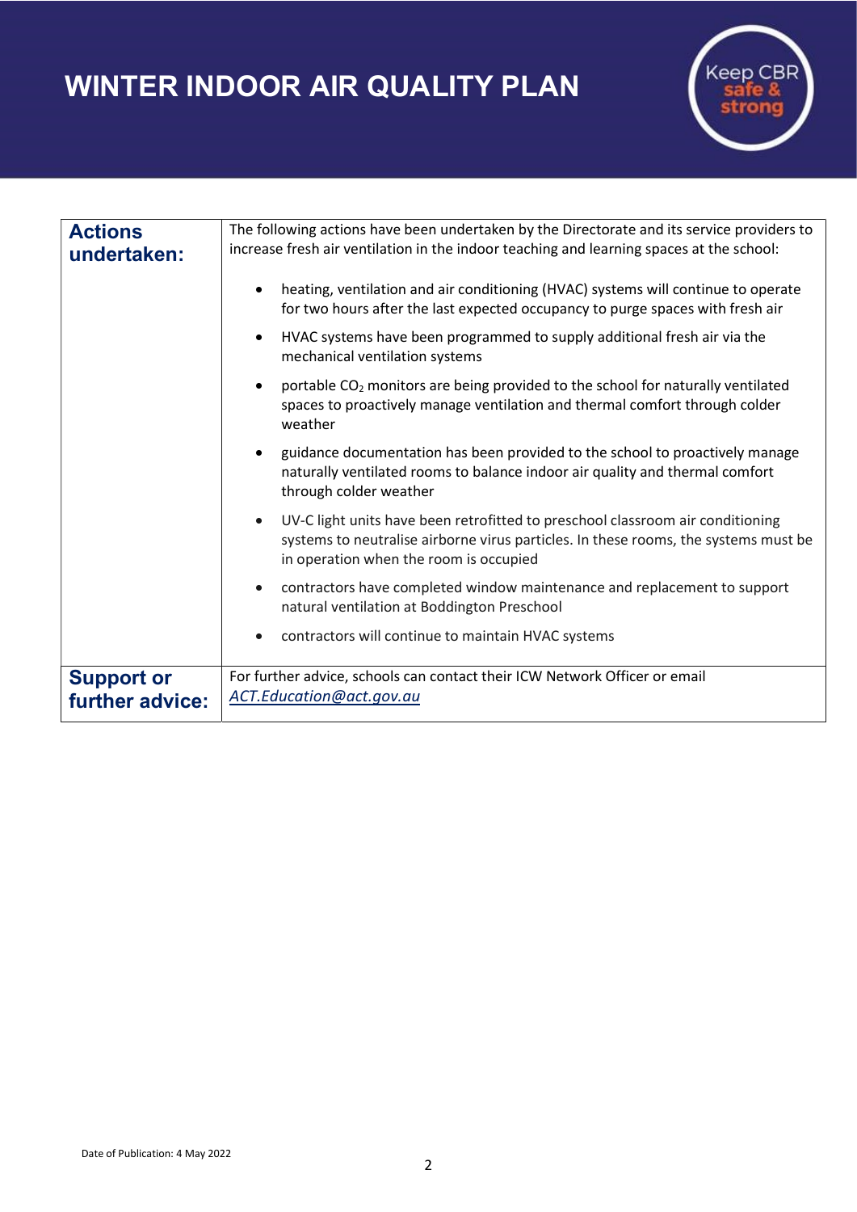# WINTER INDOOR AIR QUALITY PLAN

| | |
|---|---|
| **Actions undertaken:** | The following actions have been undertaken by the Directorate and its service providers to increase fresh air ventilation in the indoor teaching and learning spaces at the school:<br><br>• heating, ventilation and air conditioning (HVAC) systems will continue to operate for two hours after the last expected occupancy to purge spaces with fresh air<br>• HVAC systems have been programmed to supply additional fresh air via the mechanical ventilation systems<br>• portable $CO_2$ monitors are being provided to the school for naturally ventilated spaces to proactively manage ventilation and thermal comfort through colder weather<br>• guidance documentation has been provided to the school to proactively manage naturally ventilated rooms to balance indoor air quality and thermal comfort through colder weather<br>• UV-C light units have been retrofitted to preschool classroom air conditioning systems to neutralise airborne virus particles. In these rooms, the systems must be in operation when the room is occupied<br>• contractors have completed window maintenance and replacement to support natural ventilation at Boddington Preschool<br>• contractors will continue to maintain HVAC systems |
| **Support or further advice:** | For further advice, schools can contact their ICW Network Officer or email *ACT.Education@act.gov.au* |

Date of Publication: 4 May 2022